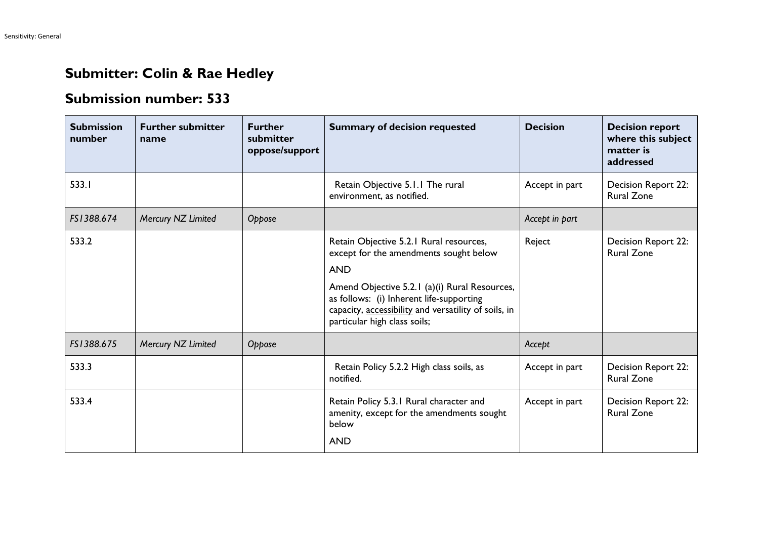## Submitter: Colin & Rae Hedley

## Submission number: 533

| Submission number | Further submitter name | Further submitter oppose/support | Summary of decision requested | Decision | Decision report where this subject matter is addressed |
|---|---|---|---|---|---|
| 533.1 | | | Retain Objective 5.1.1 The rural environment, as notified. | Accept in part | Decision Report 22: Rural Zone |
| *FS1388.674* | *Mercury NZ Limited* | *Oppose* | | *Accept in part* | |
| 533.2 | | | Retain Objective 5.2.1 Rural resources, except for the amendments sought below<br><br>AND<br><br>Amend Objective 5.2.1 (a)(i) Rural Resources, as follows: (i) Inherent life-supporting capacity, <u>accessibility</u> and versatility of soils, in particular high class soils; | Reject | Decision Report 22: Rural Zone |
| *FS1388.675* | *Mercury NZ Limited* | *Oppose* | | *Accept* | |
| 533.3 | | | Retain Policy 5.2.2 High class soils, as notified. | Accept in part | Decision Report 22: Rural Zone |
| 533.4 | | | Retain Policy 5.3.1 Rural character and amenity, except for the amendments sought below<br><br>AND | Accept in part | Decision Report 22: Rural Zone |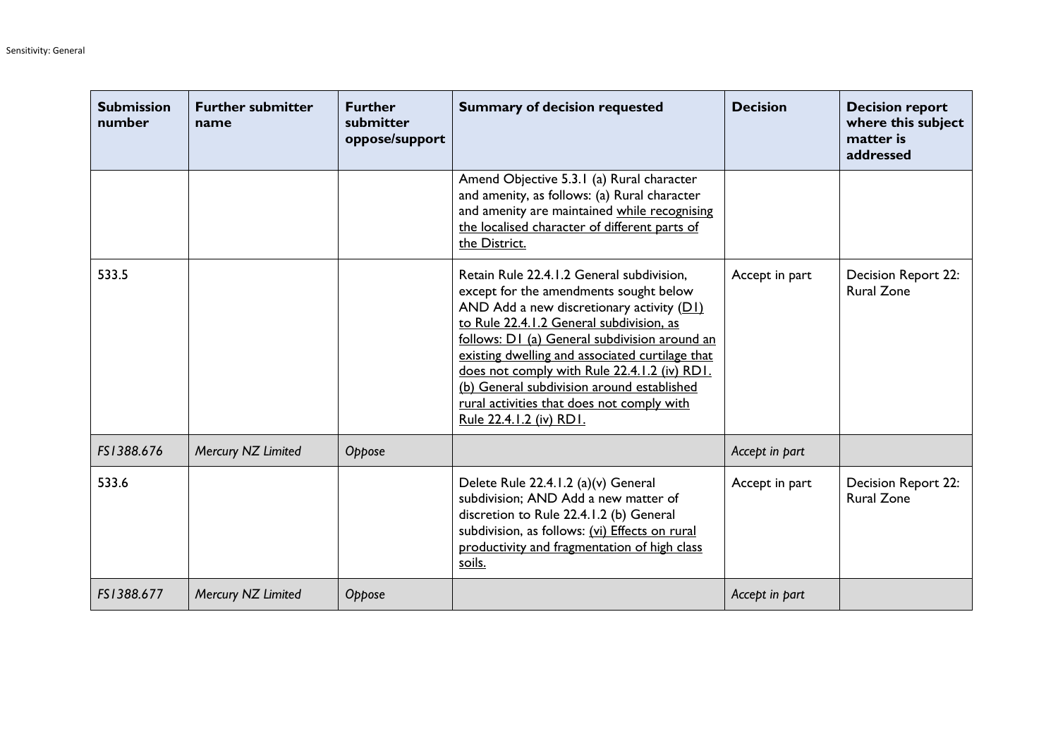| Submission number | Further submitter name | Further submitter oppose/support | Summary of decision requested | Decision | Decision report where this subject matter is addressed |
|---|---|---|---|---|---|
| | | | Amend Objective 5.3.1 (a) Rural character and amenity, as follows: (a) Rural character and amenity are maintained <u>while recognising the localised character of different parts of the District.</u> | | |
| 533.5 | | | Retain Rule 22.4.1.2 General subdivision, except for the amendments sought below AND Add a new discretionary activity (<u>D1)</u> <u>to Rule 22.4.1.2 General subdivision, as follows: D1 (a) General subdivision around an existing dwelling and associated curtilage that does not comply with Rule 22.4.1.2 (iv) RD1. (b) General subdivision around established rural activities that does not comply with Rule 22.4.1.2 (iv) RD1.</u> | Accept in part | Decision Report 22: Rural Zone |
| *FS1388.676* | *Mercury NZ Limited* | *Oppose* | | *Accept in part* | |
| 533.6 | | | Delete Rule 22.4.1.2 (a)(v) General subdivision; AND Add a new matter of discretion to Rule 22.4.1.2 (b) General subdivision, as follows: <u>(vi) Effects on rural productivity and fragmentation of high class soils.</u> | Accept in part | Decision Report 22: Rural Zone |
| *FS1388.677* | *Mercury NZ Limited* | *Oppose* | | *Accept in part* | |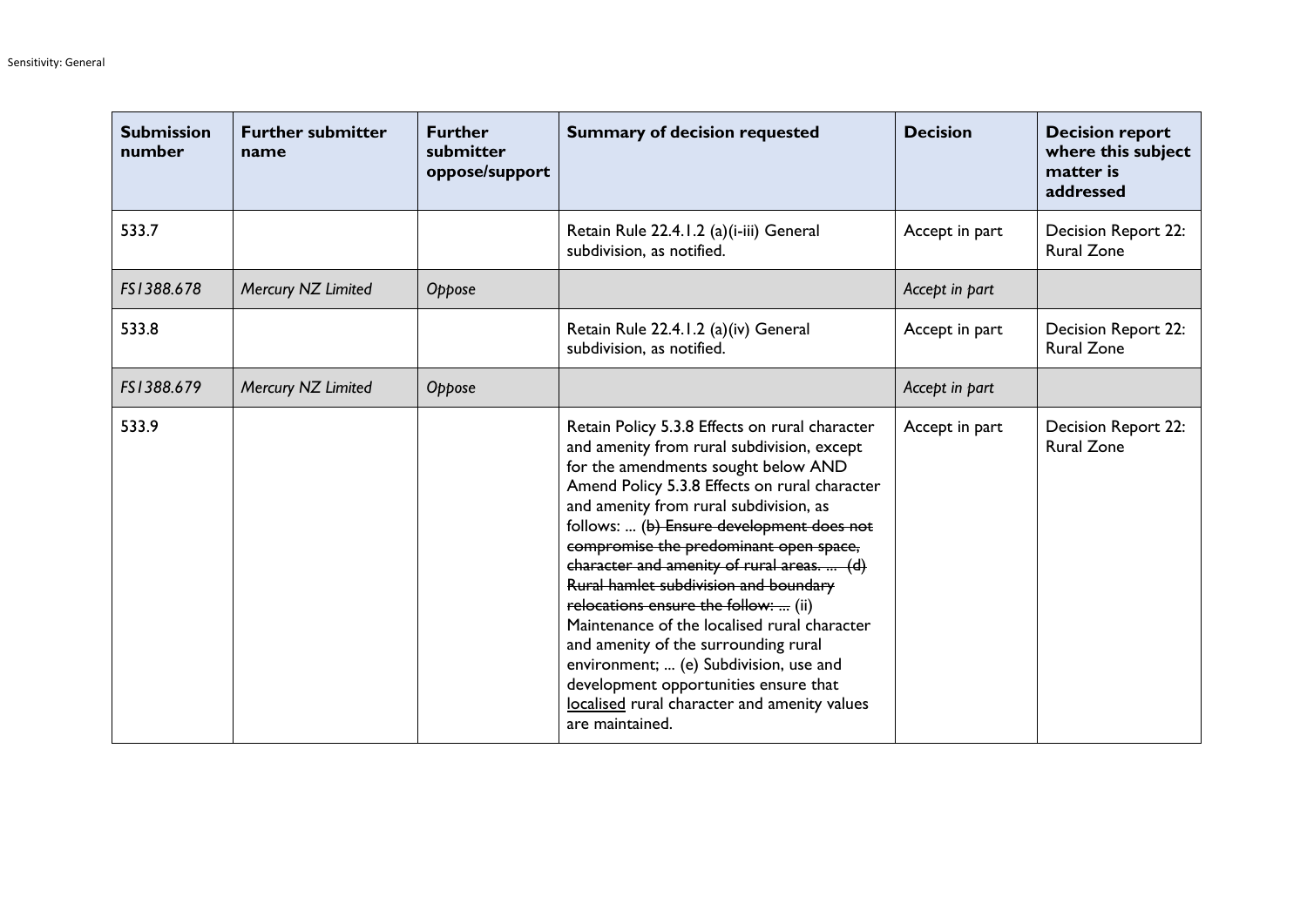| Submission number | Further submitter name | Further submitter oppose/support | Summary of decision requested | Decision | Decision report where this subject matter is addressed |
|---|---|---|---|---|---|
| 533.7 | | | Retain Rule 22.4.1.2 (a)(i-iii) General subdivision, as notified. | Accept in part | Decision Report 22: Rural Zone |
| *FS1388.678* | *Mercury NZ Limited* | *Oppose* | | *Accept in part* | |
| 533.8 | | | Retain Rule 22.4.1.2 (a)(iv) General subdivision, as notified. | Accept in part | Decision Report 22: Rural Zone |
| *FS1388.679* | *Mercury NZ Limited* | *Oppose* | | *Accept in part* | |
| 533.9 | | | Retain Policy 5.3.8 Effects on rural character and amenity from rural subdivision, except for the amendments sought below AND Amend Policy 5.3.8 Effects on rural character and amenity from rural subdivision, as follows: ... (~~b) Ensure development does not compromise the predominant open space, character and amenity of rural areas. ... (d) Rural hamlet subdivision and boundary relocations ensure the follow: ...~~ (ii) Maintenance of the localised rural character and amenity of the surrounding rural environment; ... (e) Subdivision, use and development opportunities ensure that <u>localised</u> rural character and amenity values are maintained. | Accept in part | Decision Report 22: Rural Zone |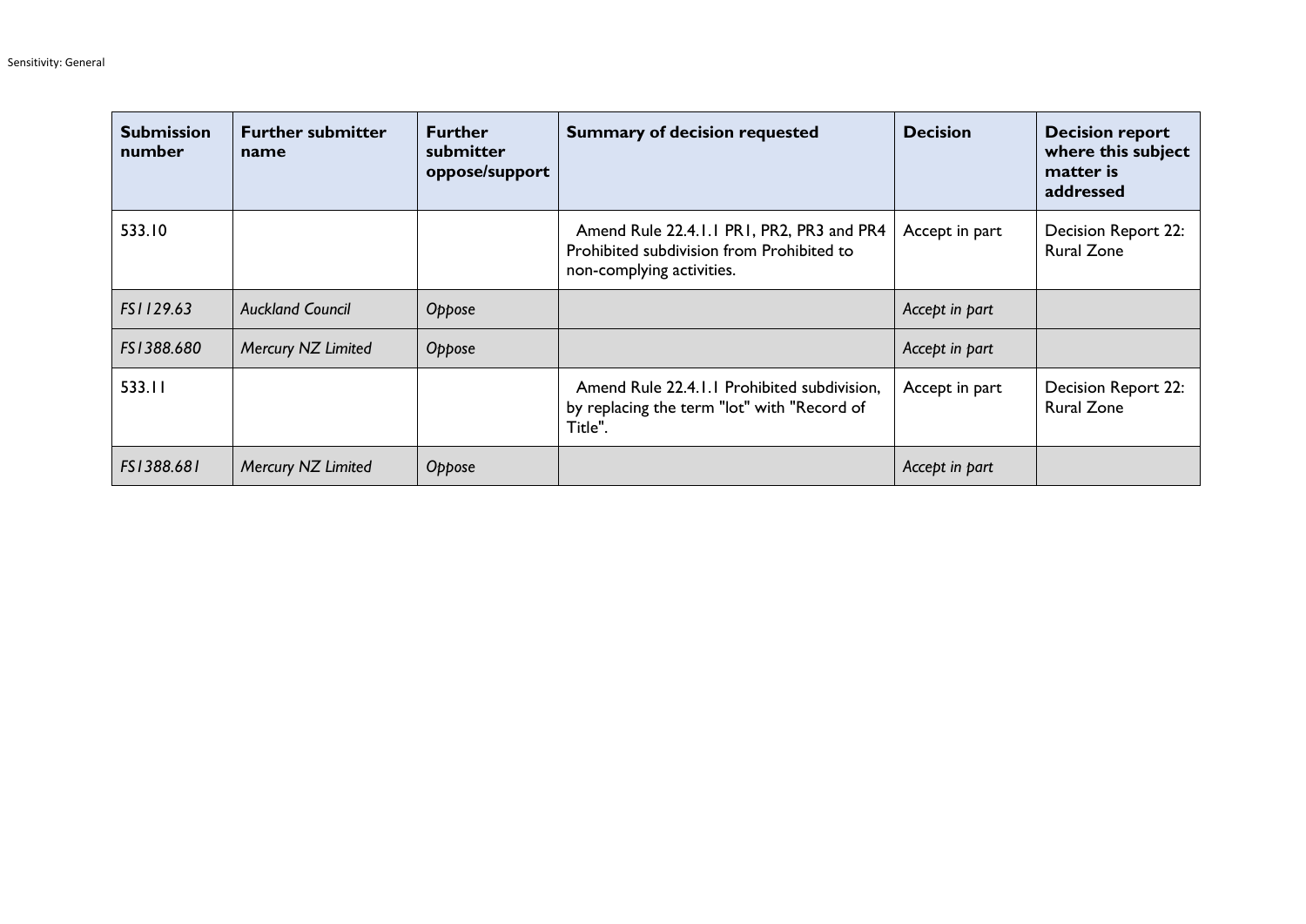| Submission number | Further submitter name | Further submitter oppose/support | Summary of decision requested | Decision | Decision report where this subject matter is addressed |
|---|---|---|---|---|---|
| 533.10 | | | Amend Rule 22.4.1.1 PR1, PR2, PR3 and PR4 Prohibited subdivision from Prohibited to non-complying activities. | Accept in part | Decision Report 22: Rural Zone |
| *FS1129.63* | *Auckland Council* | *Oppose* | | *Accept in part* | |
| *FS1388.680* | *Mercury NZ Limited* | *Oppose* | | *Accept in part* | |
| 533.11 | | | Amend Rule 22.4.1.1 Prohibited subdivision, by replacing the term "lot" with "Record of Title". | Accept in part | Decision Report 22: Rural Zone |
| *FS1388.681* | *Mercury NZ Limited* | *Oppose* | | *Accept in part* | |